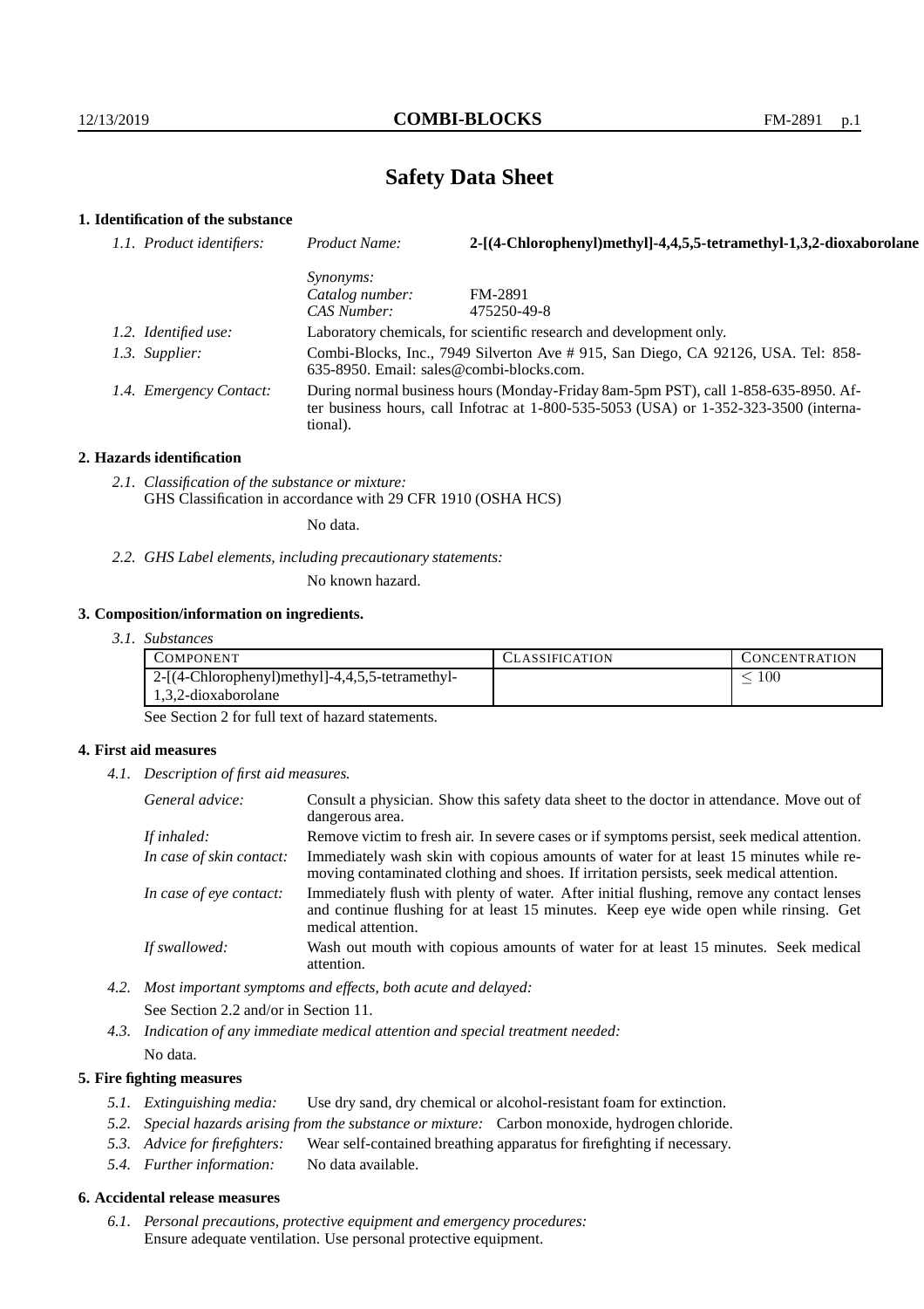# Safety Data Sheet

## 1. Identification of the substance

*1.1. Product identifiers:*

| | |
|---|---|
| *Product Name:* | **2-[(4-Chlorophenyl)methyl]-4,4,5,5-tetramethyl-1,3,2-dioxaborolane** |
| *Synonyms:* | |
| *Catalog number:* | FM-2891 |
| *CAS Number:* | 475250-49-8 |

*1.2. Identified use:* Laboratory chemicals, for scientific research and development only.

*1.3. Supplier:* Combi-Blocks, Inc., 7949 Silverton Ave # 915, San Diego, CA 92126, USA. Tel: 858-635-8950. Email: sales@combi-blocks.com.

*1.4. Emergency Contact:* During normal business hours (Monday-Friday 8am-5pm PST), call 1-858-635-8950. After business hours, call Infotrac at 1-800-535-5053 (USA) or 1-352-323-3500 (international).

## 2. Hazards identification

*2.1. Classification of the substance or mixture:*
GHS Classification in accordance with 29 CFR 1910 (OSHA HCS)

No data.

*2.2. GHS Label elements, including precautionary statements:*

No known hazard.

## 3. Composition/information on ingredients.

*3.1. Substances*

| Component | Classification | Concentration |
|---|---|---|
| 2-[(4-Chlorophenyl)methyl]-4,4,5,5-tetramethyl-1,3,2-dioxaborolane | | $\leq 100$ |

See Section 2 for full text of hazard statements.

## 4. First aid measures

*4.1. Description of first aid measures.*

*General advice:* Consult a physician. Show this safety data sheet to the doctor in attendance. Move out of dangerous area.

*If inhaled:* Remove victim to fresh air. In severe cases or if symptoms persist, seek medical attention.

*In case of skin contact:* Immediately wash skin with copious amounts of water for at least 15 minutes while removing contaminated clothing and shoes. If irritation persists, seek medical attention.

*In case of eye contact:* Immediately flush with plenty of water. After initial flushing, remove any contact lenses and continue flushing for at least 15 minutes. Keep eye wide open while rinsing. Get medical attention.

*If swallowed:* Wash out mouth with copious amounts of water for at least 15 minutes. Seek medical attention.

*4.2. Most important symptoms and effects, both acute and delayed:*

See Section 2.2 and/or in Section 11.

*4.3. Indication of any immediate medical attention and special treatment needed:*

No data.

## 5. Fire fighting measures

*5.1. Extinguishing media:* Use dry sand, dry chemical or alcohol-resistant foam for extinction.

*5.2. Special hazards arising from the substance or mixture:* Carbon monoxide, hydrogen chloride.

*5.3. Advice for firefighters:* Wear self-contained breathing apparatus for firefighting if necessary.

*5.4. Further information:* No data available.

## 6. Accidental release measures

*6.1. Personal precautions, protective equipment and emergency procedures:*
Ensure adequate ventilation. Use personal protective equipment.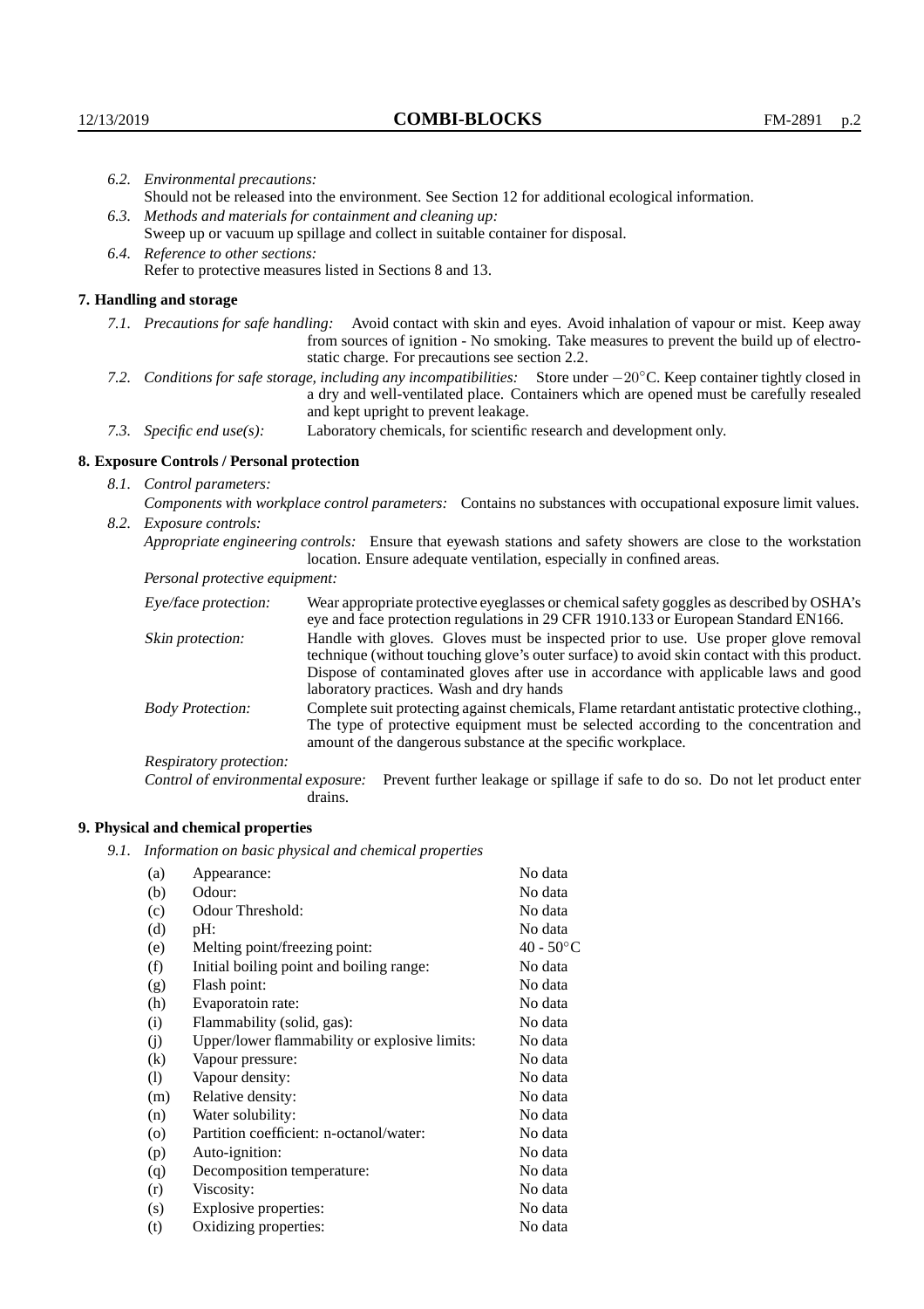*6.2. Environmental precautions:*
Should not be released into the environment. See Section 12 for additional ecological information.

*6.3. Methods and materials for containment and cleaning up:*
Sweep up or vacuum up spillage and collect in suitable container for disposal.

*6.4. Reference to other sections:*
Refer to protective measures listed in Sections 8 and 13.

## 7. Handling and storage

*7.1. Precautions for safe handling:* Avoid contact with skin and eyes. Avoid inhalation of vapour or mist. Keep away from sources of ignition - No smoking. Take measures to prevent the build up of electrostatic charge. For precautions see section 2.2.

*7.2. Conditions for safe storage, including any incompatibilities:* Store under $-20^{\circ}$C. Keep container tightly closed in a dry and well-ventilated place. Containers which are opened must be carefully resealed and kept upright to prevent leakage.

*7.3. Specific end use(s):* Laboratory chemicals, for scientific research and development only.

## 8. Exposure Controls / Personal protection

*8.1. Control parameters:*
*Components with workplace control parameters:* Contains no substances with occupational exposure limit values.

*8.2. Exposure controls:*
*Appropriate engineering controls:* Ensure that eyewash stations and safety showers are close to the workstation location. Ensure adequate ventilation, especially in confined areas.

*Personal protective equipment:*

*Eye/face protection:* Wear appropriate protective eyeglasses or chemical safety goggles as described by OSHA's eye and face protection regulations in 29 CFR 1910.133 or European Standard EN166.

*Skin protection:* Handle with gloves. Gloves must be inspected prior to use. Use proper glove removal technique (without touching glove's outer surface) to avoid skin contact with this product. Dispose of contaminated gloves after use in accordance with applicable laws and good laboratory practices. Wash and dry hands

*Body Protection:* Complete suit protecting against chemicals, Flame retardant antistatic protective clothing., The type of protective equipment must be selected according to the concentration and amount of the dangerous substance at the specific workplace.

*Respiratory protection:*

*Control of environmental exposure:* Prevent further leakage or spillage if safe to do so. Do not let product enter drains.

## 9. Physical and chemical properties

*9.1. Information on basic physical and chemical properties*

| | | |
|---|---|---|
| (a) | Appearance: | No data |
| (b) | Odour: | No data |
| (c) | Odour Threshold: | No data |
| (d) | pH: | No data |
| (e) | Melting point/freezing point: | 40 - 50°C |
| (f) | Initial boiling point and boiling range: | No data |
| (g) | Flash point: | No data |
| (h) | Evaporatoin rate: | No data |
| (i) | Flammability (solid, gas): | No data |
| (j) | Upper/lower flammability or explosive limits: | No data |
| (k) | Vapour pressure: | No data |
| (l) | Vapour density: | No data |
| (m) | Relative density: | No data |
| (n) | Water solubility: | No data |
| (o) | Partition coefficient: n-octanol/water: | No data |
| (p) | Auto-ignition: | No data |
| (q) | Decomposition temperature: | No data |
| (r) | Viscosity: | No data |
| (s) | Explosive properties: | No data |
| (t) | Oxidizing properties: | No data |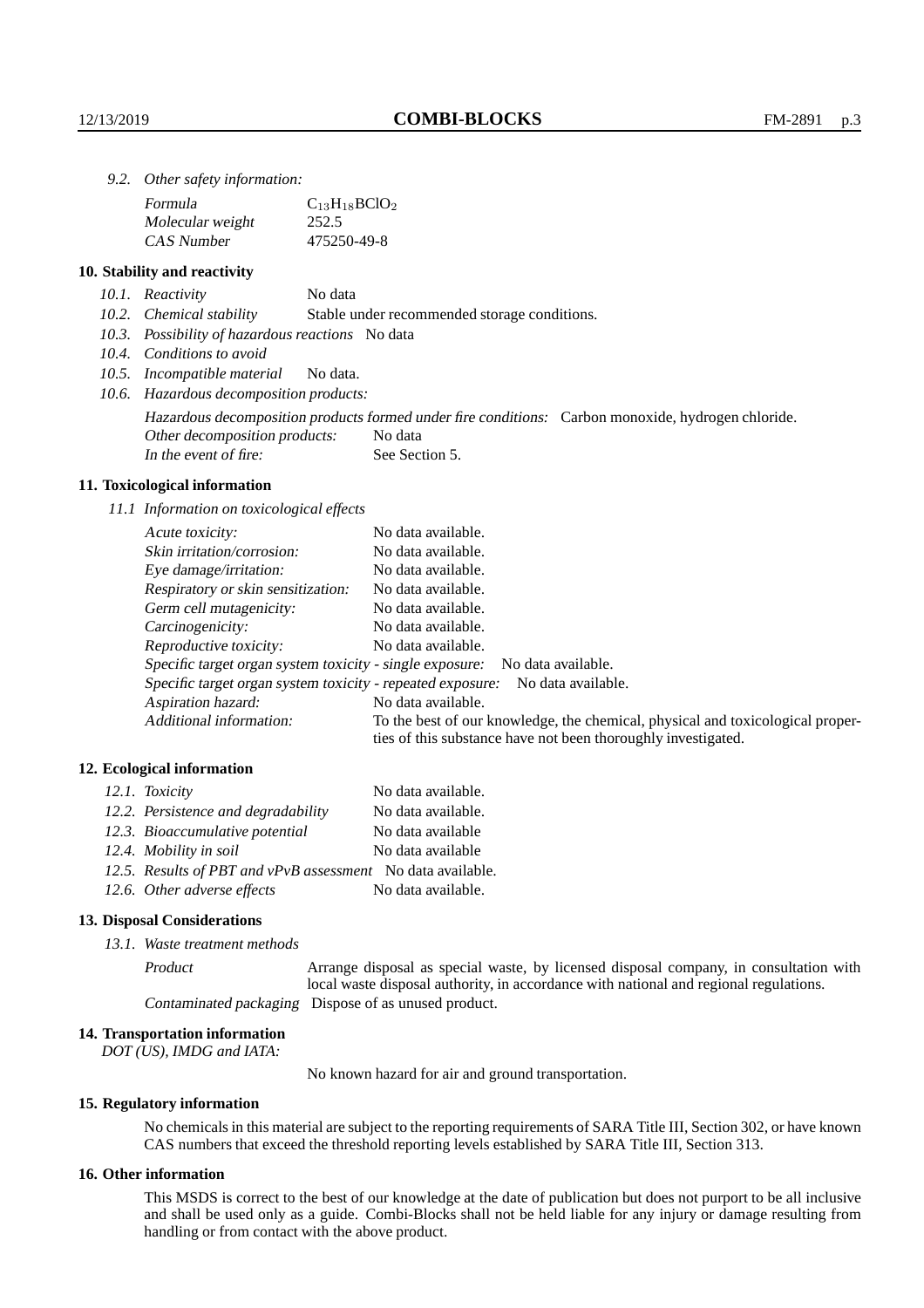*9.2. Other safety information:*

| | |
|---|---|
| *Formula* | $C_{13}H_{18}BClO_2$ |
| *Molecular weight* | 252.5 |
| *CAS Number* | 475250-49-8 |

## 10. Stability and reactivity

*10.1. Reactivity* No data

*10.2. Chemical stability* Stable under recommended storage conditions.

*10.3. Possibility of hazardous reactions* No data

*10.4. Conditions to avoid*

*10.5. Incompatible material* No data.

*10.6. Hazardous decomposition products:*

*Hazardous decomposition products formed under fire conditions:* Carbon monoxide, hydrogen chloride.

*Other decomposition products:* No data

*In the event of fire:* See Section 5.

## 11. Toxicological information

*11.1 Information on toxicological effects*

| | |
|---|---|
| *Acute toxicity:* | No data available. |
| *Skin irritation/corrosion:* | No data available. |
| *Eye damage/irritation:* | No data available. |
| *Respiratory or skin sensitization:* | No data available. |
| *Germ cell mutagenicity:* | No data available. |
| *Carcinogenicity:* | No data available. |
| *Reproductive toxicity:* | No data available. |
| *Specific target organ system toxicity - single exposure:* | No data available. |
| *Specific target organ system toxicity - repeated exposure:* | No data available. |
| *Aspiration hazard:* | No data available. |
| *Additional information:* | To the best of our knowledge, the chemical, physical and toxicological properties of this substance have not been thoroughly investigated. |

## 12. Ecological information

| | |
|---|---|
| *12.1. Toxicity* | No data available. |
| *12.2. Persistence and degradability* | No data available. |
| *12.3. Bioaccumulative potential* | No data available |
| *12.4. Mobility in soil* | No data available |
| *12.5. Results of PBT and vPvB assessment* | No data available. |
| *12.6. Other adverse effects* | No data available. |

## 13. Disposal Considerations

*13.1. Waste treatment methods*

*Product* Arrange disposal as special waste, by licensed disposal company, in consultation with local waste disposal authority, in accordance with national and regional regulations.

*Contaminated packaging* Dispose of as unused product.

## 14. Transportation information

*DOT (US), IMDG and IATA:*

No known hazard for air and ground transportation.

## 15. Regulatory information

No chemicals in this material are subject to the reporting requirements of SARA Title III, Section 302, or have known CAS numbers that exceed the threshold reporting levels established by SARA Title III, Section 313.

## 16. Other information

This MSDS is correct to the best of our knowledge at the date of publication but does not purport to be all inclusive and shall be used only as a guide. Combi-Blocks shall not be held liable for any injury or damage resulting from handling or from contact with the above product.